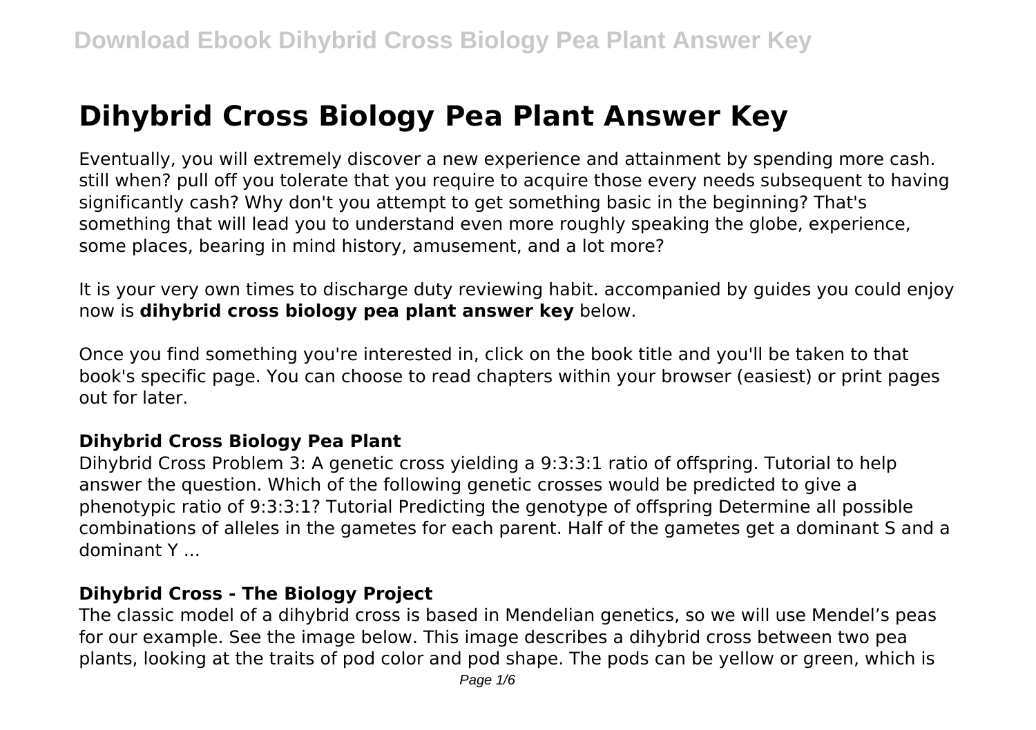# Dihybrid Cross Biology Pea Plant Answer Key

Eventually, you will extremely discover a new experience and attainment by spending more cash. still when? pull off you tolerate that you require to acquire those every needs subsequent to having significantly cash? Why don't you attempt to get something basic in the beginning? That's something that will lead you to understand even more roughly speaking the globe, experience, some places, bearing in mind history, amusement, and a lot more?

It is your very own times to discharge duty reviewing habit. accompanied by guides you could enjoy now is **dihybrid cross biology pea plant answer key** below.

Once you find something you're interested in, click on the book title and you'll be taken to that book's specific page. You can choose to read chapters within your browser (easiest) or print pages out for later.

### Dihybrid Cross Biology Pea Plant

Dihybrid Cross Problem 3: A genetic cross yielding a 9:3:3:1 ratio of offspring. Tutorial to help answer the question. Which of the following genetic crosses would be predicted to give a phenotypic ratio of 9:3:3:1? Tutorial Predicting the genotype of offspring Determine all possible combinations of alleles in the gametes for each parent. Half of the gametes get a dominant S and a dominant Y ...

### Dihybrid Cross - The Biology Project

The classic model of a dihybrid cross is based in Mendelian genetics, so we will use Mendel's peas for our example. See the image below. This image describes a dihybrid cross between two pea plants, looking at the traits of pod color and pod shape. The pods can be yellow or green, which is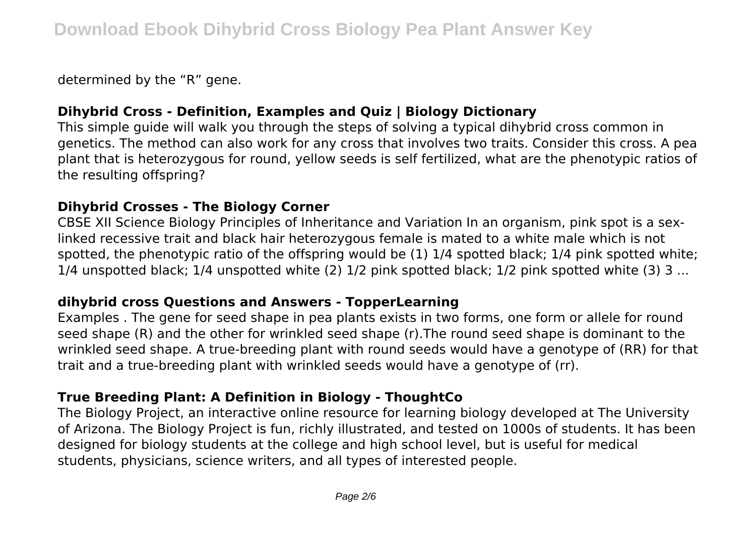determined by the “R” gene.

### Dihybrid Cross - Definition, Examples and Quiz | Biology Dictionary

This simple guide will walk you through the steps of solving a typical dihybrid cross common in genetics. The method can also work for any cross that involves two traits. Consider this cross. A pea plant that is heterozygous for round, yellow seeds is self fertilized, what are the phenotypic ratios of the resulting offspring?

### Dihybrid Crosses - The Biology Corner

CBSE XII Science Biology Principles of Inheritance and Variation In an organism, pink spot is a sex-linked recessive trait and black hair heterozygous female is mated to a white male which is not spotted, the phenotypic ratio of the offspring would be (1) 1/4 spotted black; 1/4 pink spotted white; 1/4 unspotted black; 1/4 unspotted white (2) 1/2 pink spotted black; 1/2 pink spotted white (3) 3 ...

### dihybrid cross Questions and Answers - TopperLearning

Examples . The gene for seed shape in pea plants exists in two forms, one form or allele for round seed shape (R) and the other for wrinkled seed shape (r).The round seed shape is dominant to the wrinkled seed shape. A true-breeding plant with round seeds would have a genotype of (RR) for that trait and a true-breeding plant with wrinkled seeds would have a genotype of (rr).

### True Breeding Plant: A Definition in Biology - ThoughtCo

The Biology Project, an interactive online resource for learning biology developed at The University of Arizona. The Biology Project is fun, richly illustrated, and tested on 1000s of students. It has been designed for biology students at the college and high school level, but is useful for medical students, physicians, science writers, and all types of interested people.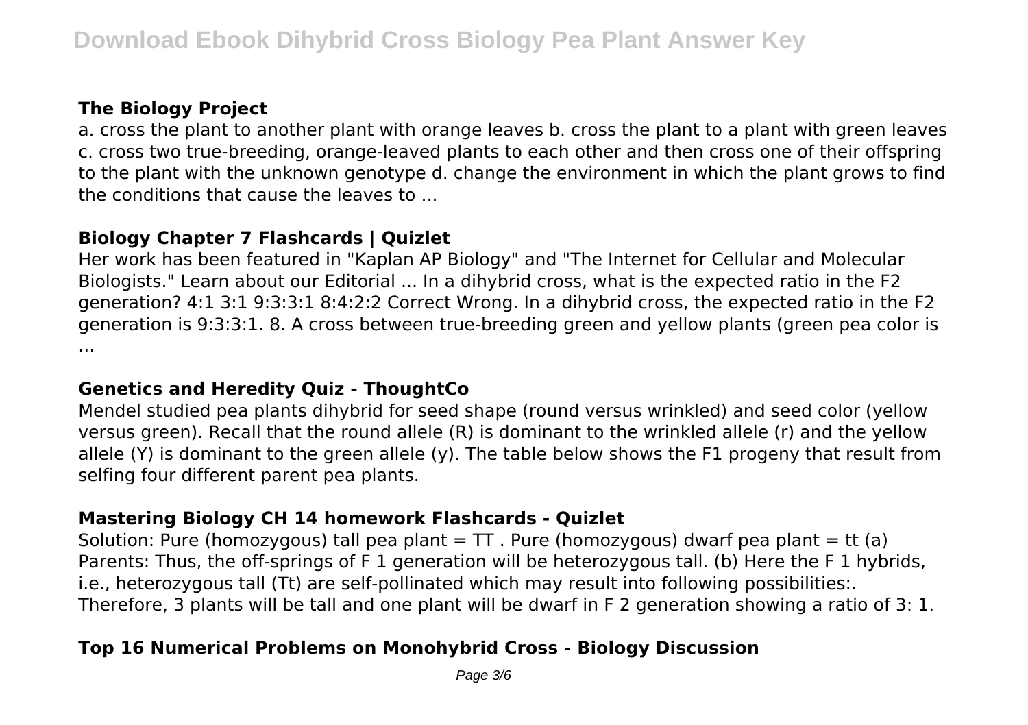## The Biology Project

a. cross the plant to another plant with orange leaves b. cross the plant to a plant with green leaves c. cross two true-breeding, orange-leaved plants to each other and then cross one of their offspring to the plant with the unknown genotype d. change the environment in which the plant grows to find the conditions that cause the leaves to ...

## Biology Chapter 7 Flashcards | Quizlet

Her work has been featured in "Kaplan AP Biology" and "The Internet for Cellular and Molecular Biologists." Learn about our Editorial ... In a dihybrid cross, what is the expected ratio in the F2 generation? 4:1 3:1 9:3:3:1 8:4:2:2 Correct Wrong. In a dihybrid cross, the expected ratio in the F2 generation is 9:3:3:1. 8. A cross between true-breeding green and yellow plants (green pea color is ...

## Genetics and Heredity Quiz - ThoughtCo

Mendel studied pea plants dihybrid for seed shape (round versus wrinkled) and seed color (yellow versus green). Recall that the round allele (R) is dominant to the wrinkled allele (r) and the yellow allele (Y) is dominant to the green allele (y). The table below shows the F1 progeny that result from selfing four different parent pea plants.

## Mastering Biology CH 14 homework Flashcards - Quizlet

Solution: Pure (homozygous) tall pea plant = TT . Pure (homozygous) dwarf pea plant = tt (a) Parents: Thus, the off-springs of F 1 generation will be heterozygous tall. (b) Here the F 1 hybrids, i.e., heterozygous tall (Tt) are self-pollinated which may result into following possibilities:. Therefore, 3 plants will be tall and one plant will be dwarf in F 2 generation showing a ratio of 3: 1.

## Top 16 Numerical Problems on Monohybrid Cross - Biology Discussion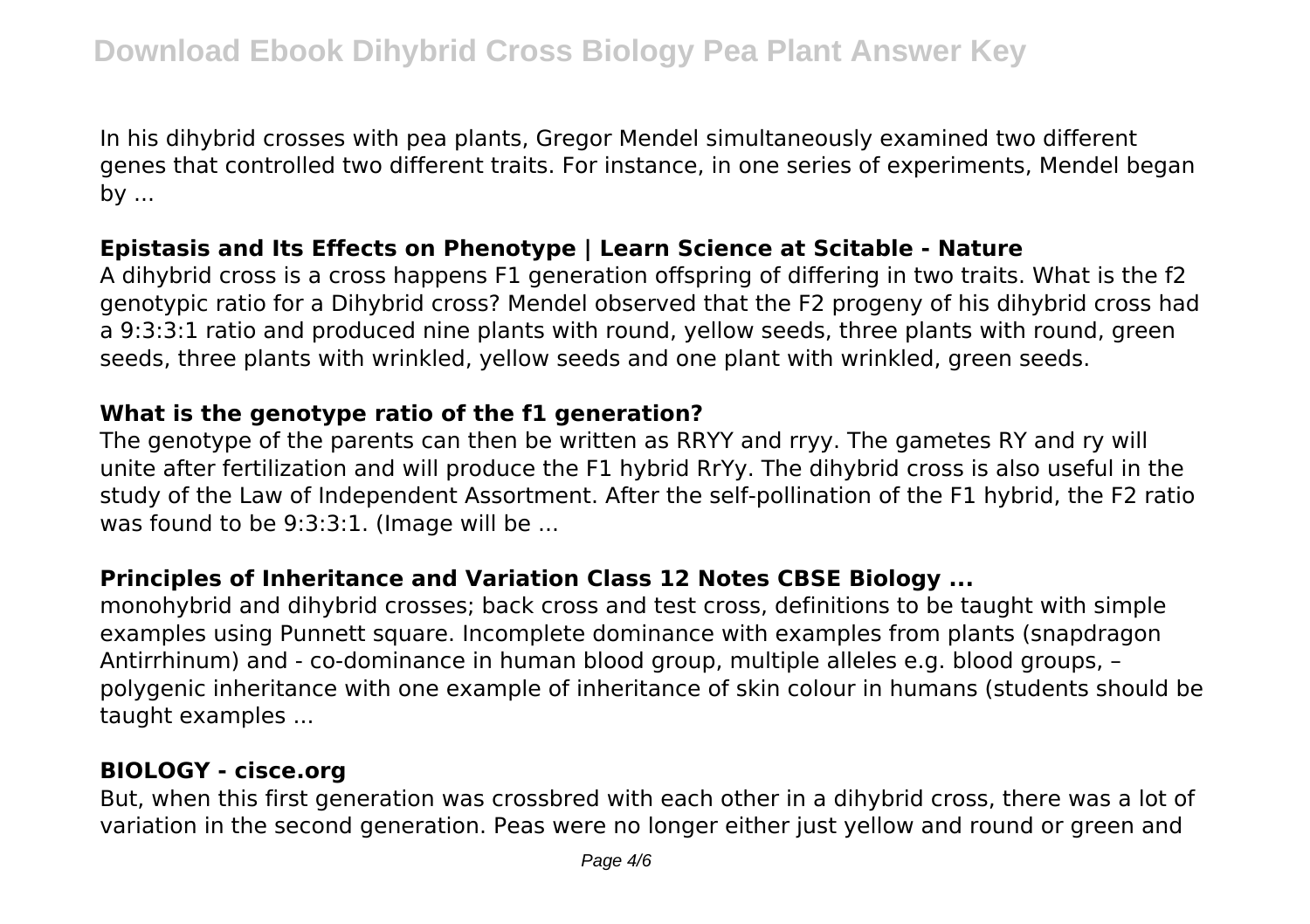In his dihybrid crosses with pea plants, Gregor Mendel simultaneously examined two different genes that controlled two different traits. For instance, in one series of experiments, Mendel began by ...

**Epistasis and Its Effects on Phenotype | Learn Science at Scitable - Nature**

A dihybrid cross is a cross happens F1 generation offspring of differing in two traits. What is the f2 genotypic ratio for a Dihybrid cross? Mendel observed that the F2 progeny of his dihybrid cross had a 9:3:3:1 ratio and produced nine plants with round, yellow seeds, three plants with round, green seeds, three plants with wrinkled, yellow seeds and one plant with wrinkled, green seeds.

**What is the genotype ratio of the f1 generation?**

The genotype of the parents can then be written as RRYY and rryy. The gametes RY and ry will unite after fertilization and will produce the F1 hybrid RrYy. The dihybrid cross is also useful in the study of the Law of Independent Assortment. After the self-pollination of the F1 hybrid, the F2 ratio was found to be 9:3:3:1. (Image will be ...

**Principles of Inheritance and Variation Class 12 Notes CBSE Biology ...**

monohybrid and dihybrid crosses; back cross and test cross, definitions to be taught with simple examples using Punnett square. Incomplete dominance with examples from plants (snapdragon Antirrhinum) and - co-dominance in human blood group, multiple alleles e.g. blood groups, – polygenic inheritance with one example of inheritance of skin colour in humans (students should be taught examples ...

**BIOLOGY - cisce.org**

But, when this first generation was crossbred with each other in a dihybrid cross, there was a lot of variation in the second generation. Peas were no longer either just yellow and round or green and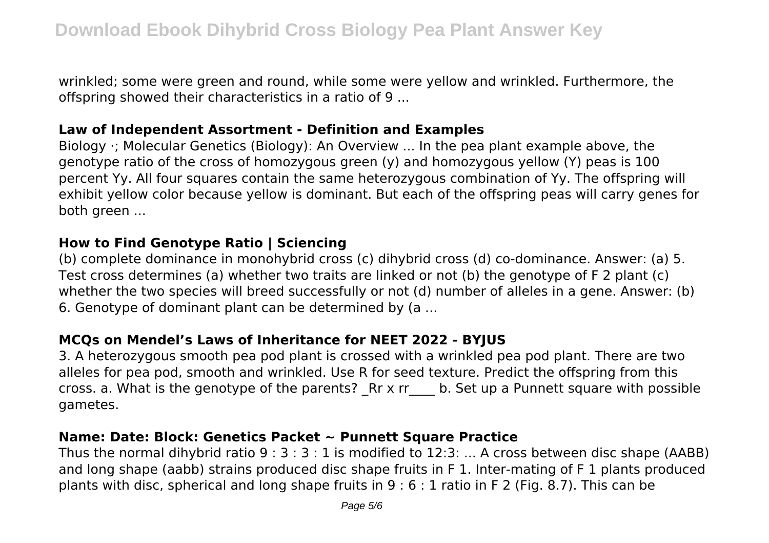wrinkled; some were green and round, while some were yellow and wrinkled. Furthermore, the offspring showed their characteristics in a ratio of 9 ...

### Law of Independent Assortment - Definition and Examples

Biology ·; Molecular Genetics (Biology): An Overview ... In the pea plant example above, the genotype ratio of the cross of homozygous green (y) and homozygous yellow (Y) peas is 100 percent Yy. All four squares contain the same heterozygous combination of Yy. The offspring will exhibit yellow color because yellow is dominant. But each of the offspring peas will carry genes for both green ...

### How to Find Genotype Ratio | Sciencing

(b) complete dominance in monohybrid cross (c) dihybrid cross (d) co-dominance. Answer: (a) 5. Test cross determines (a) whether two traits are linked or not (b) the genotype of F 2 plant (c) whether the two species will breed successfully or not (d) number of alleles in a gene. Answer: (b) 6. Genotype of dominant plant can be determined by (a ...

### MCQs on Mendel's Laws of Inheritance for NEET 2022 - BYJUS

3. A heterozygous smooth pea pod plant is crossed with a wrinkled pea pod plant. There are two alleles for pea pod, smooth and wrinkled. Use R for seed texture. Predict the offspring from this cross. a. What is the genotype of the parents? _Rr x rr____ b. Set up a Punnett square with possible gametes.

### Name: Date: Block: Genetics Packet ~ Punnett Square Practice

Thus the normal dihybrid ratio 9 : 3 : 3 : 1 is modified to 12:3: ... A cross between disc shape (AABB) and long shape (aabb) strains produced disc shape fruits in F 1. Inter-mating of F 1 plants produced plants with disc, spherical and long shape fruits in 9 : 6 : 1 ratio in F 2 (Fig. 8.7). This can be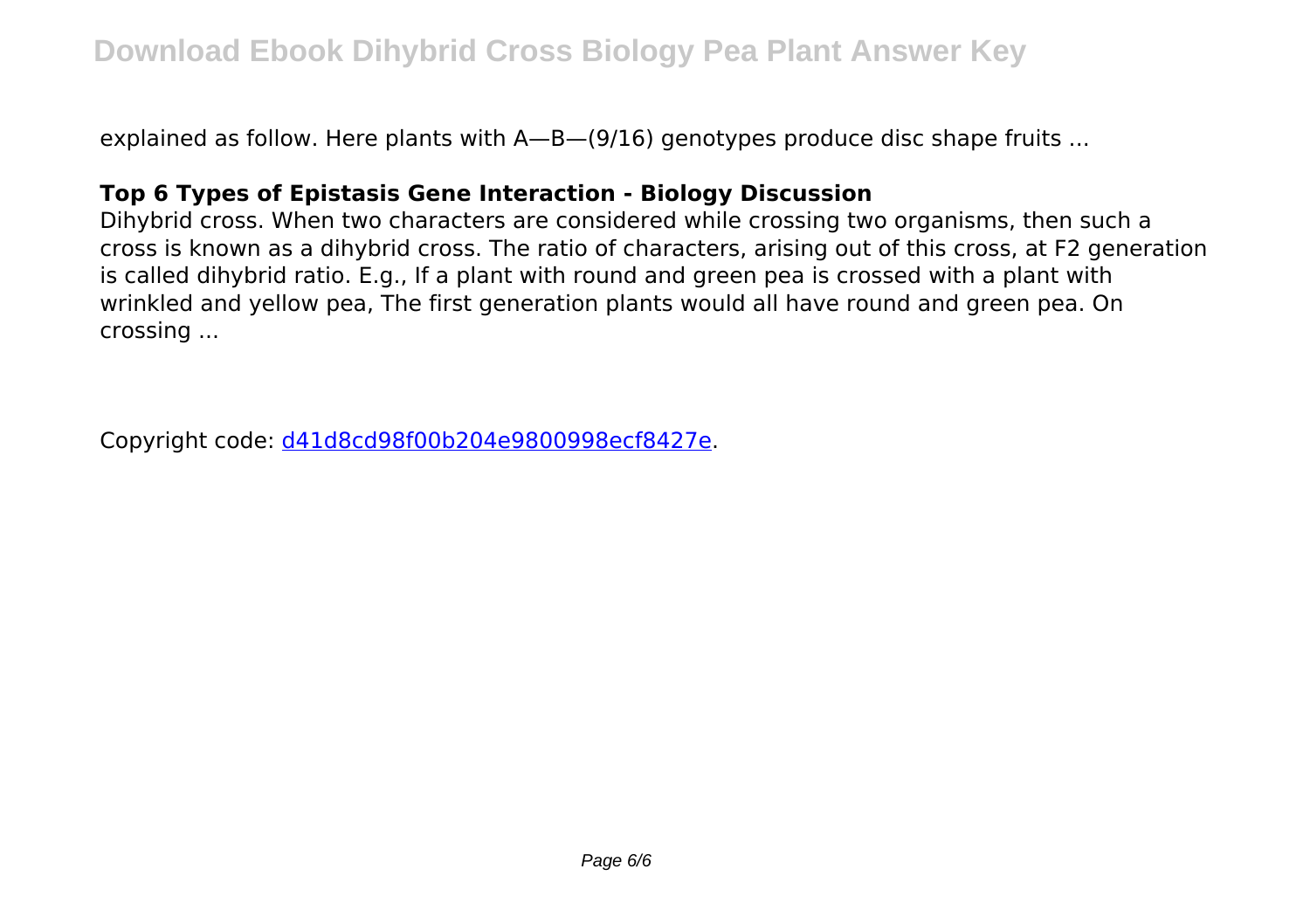explained as follow. Here plants with A—B—(9/16) genotypes produce disc shape fruits ...

**Top 6 Types of Epistasis Gene Interaction - Biology Discussion**

Dihybrid cross. When two characters are considered while crossing two organisms, then such a cross is known as a dihybrid cross. The ratio of characters, arising out of this cross, at F2 generation is called dihybrid ratio. E.g., If a plant with round and green pea is crossed with a plant with wrinkled and yellow pea, The first generation plants would all have round and green pea. On crossing ...

Copyright code: d41d8cd98f00b204e9800998ecf8427e.